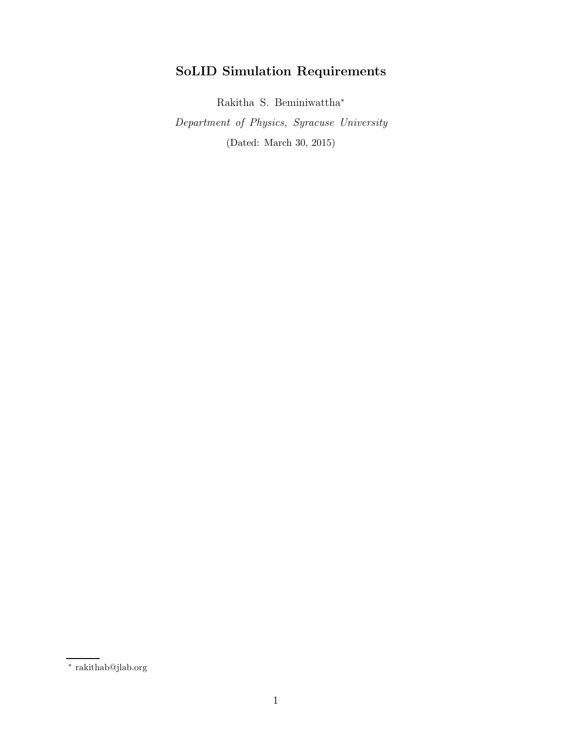# SoLID Simulation Requirements

Rakitha S. Beminiwattha*

*Department of Physics, Syracuse University*

(Dated: March 30, 2015)

---

* rakithab@jlab.org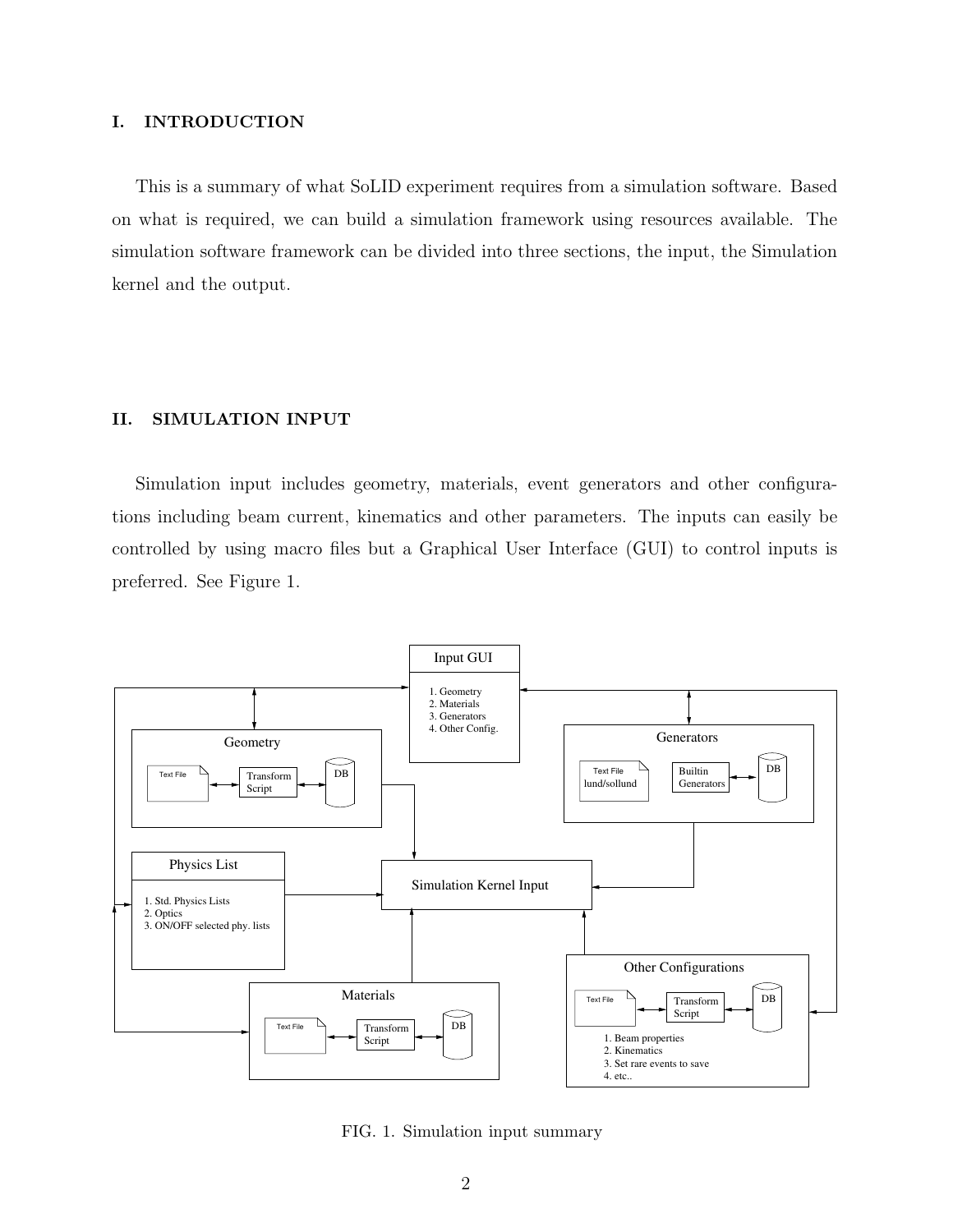## I. INTRODUCTION

This is a summary of what SoLID experiment requires from a simulation software. Based on what is required, we can build a simulation framework using resources available. The simulation software framework can be divided into three sections, the input, the Simulation kernel and the output.

## II. SIMULATION INPUT

Simulation input includes geometry, materials, event generators and other configurations including beam current, kinematics and other parameters. The inputs can easily be controlled by using macro files but a Graphical User Interface (GUI) to control inputs is preferred. See Figure 1.

FIG. 1. Simulation input summary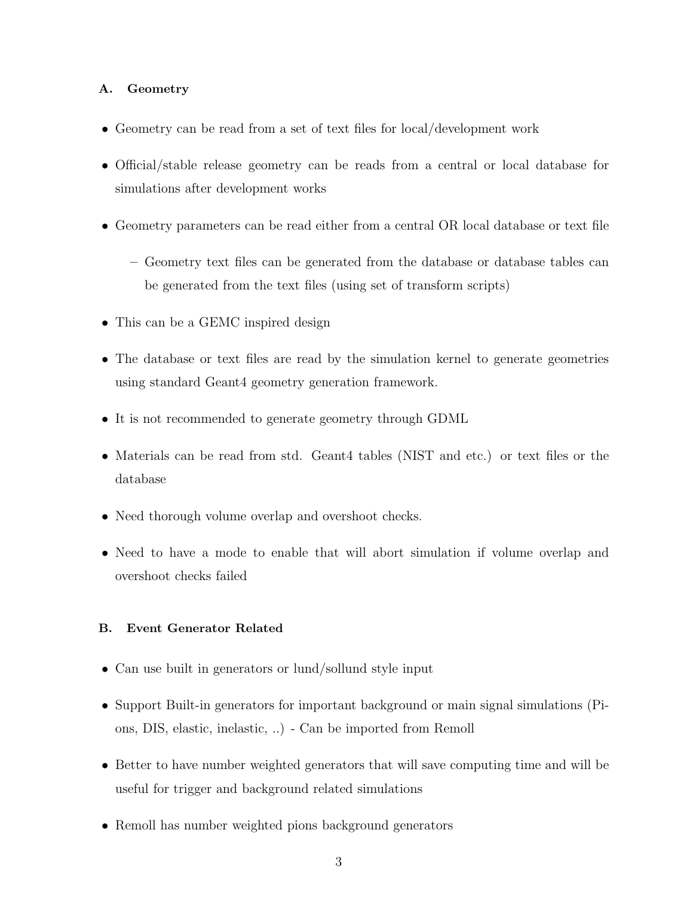### A. Geometry

- Geometry can be read from a set of text files for local/development work
- Official/stable release geometry can be reads from a central or local database for simulations after development works
- Geometry parameters can be read either from a central OR local database or text file
  - Geometry text files can be generated from the database or database tables can be generated from the text files (using set of transform scripts)
- This can be a GEMC inspired design
- The database or text files are read by the simulation kernel to generate geometries using standard Geant4 geometry generation framework.
- It is not recommended to generate geometry through GDML
- Materials can be read from std. Geant4 tables (NIST and etc.) or text files or the database
- Need thorough volume overlap and overshoot checks.
- Need to have a mode to enable that will abort simulation if volume overlap and overshoot checks failed

### B. Event Generator Related

- Can use built in generators or lund/sollund style input
- Support Built-in generators for important background or main signal simulations (Pions, DIS, elastic, inelastic, ..) - Can be imported from Remoll
- Better to have number weighted generators that will save computing time and will be useful for trigger and background related simulations
- Remoll has number weighted pions background generators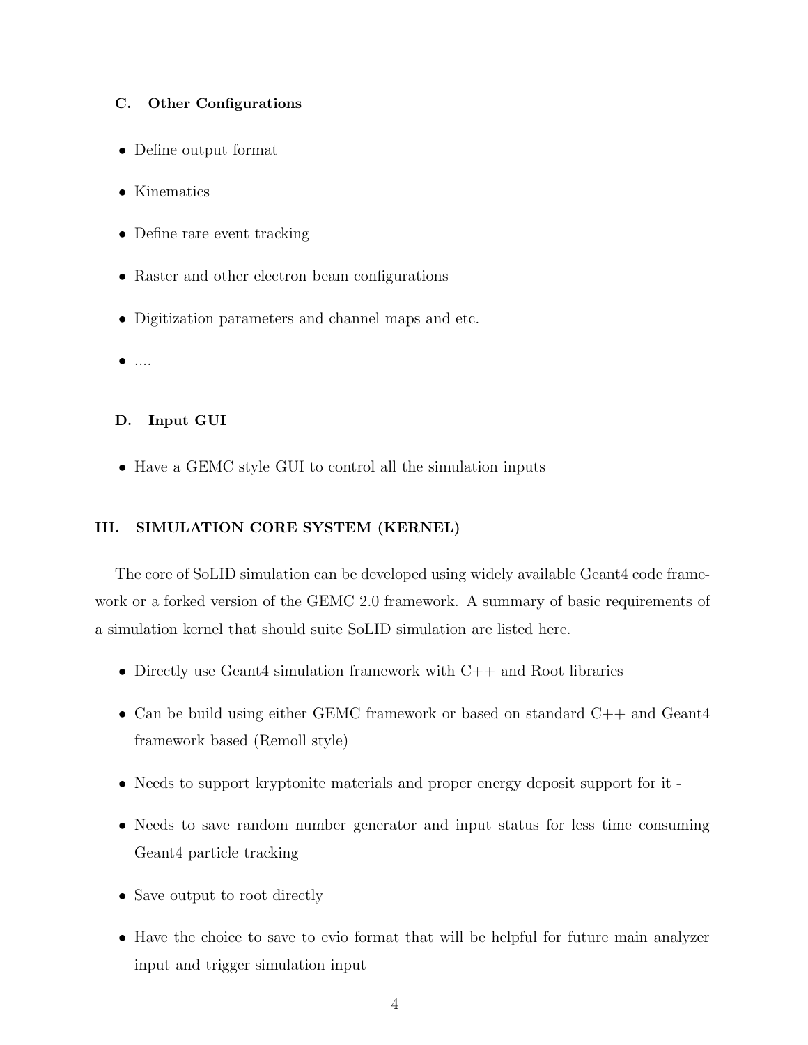### C. Other Configurations

- Define output format
- Kinematics
- Define rare event tracking
- Raster and other electron beam configurations
- Digitization parameters and channel maps and etc.
- ....

### D. Input GUI

- Have a GEMC style GUI to control all the simulation inputs

## III. SIMULATION CORE SYSTEM (KERNEL)

The core of SoLID simulation can be developed using widely available Geant4 code framework or a forked version of the GEMC 2.0 framework. A summary of basic requirements of a simulation kernel that should suite SoLID simulation are listed here.

- Directly use Geant4 simulation framework with C++ and Root libraries
- Can be build using either GEMC framework or based on standard C++ and Geant4 framework based (Remoll style)
- Needs to support kryptonite materials and proper energy deposit support for it -
- Needs to save random number generator and input status for less time consuming Geant4 particle tracking
- Save output to root directly
- Have the choice to save to evio format that will be helpful for future main analyzer input and trigger simulation input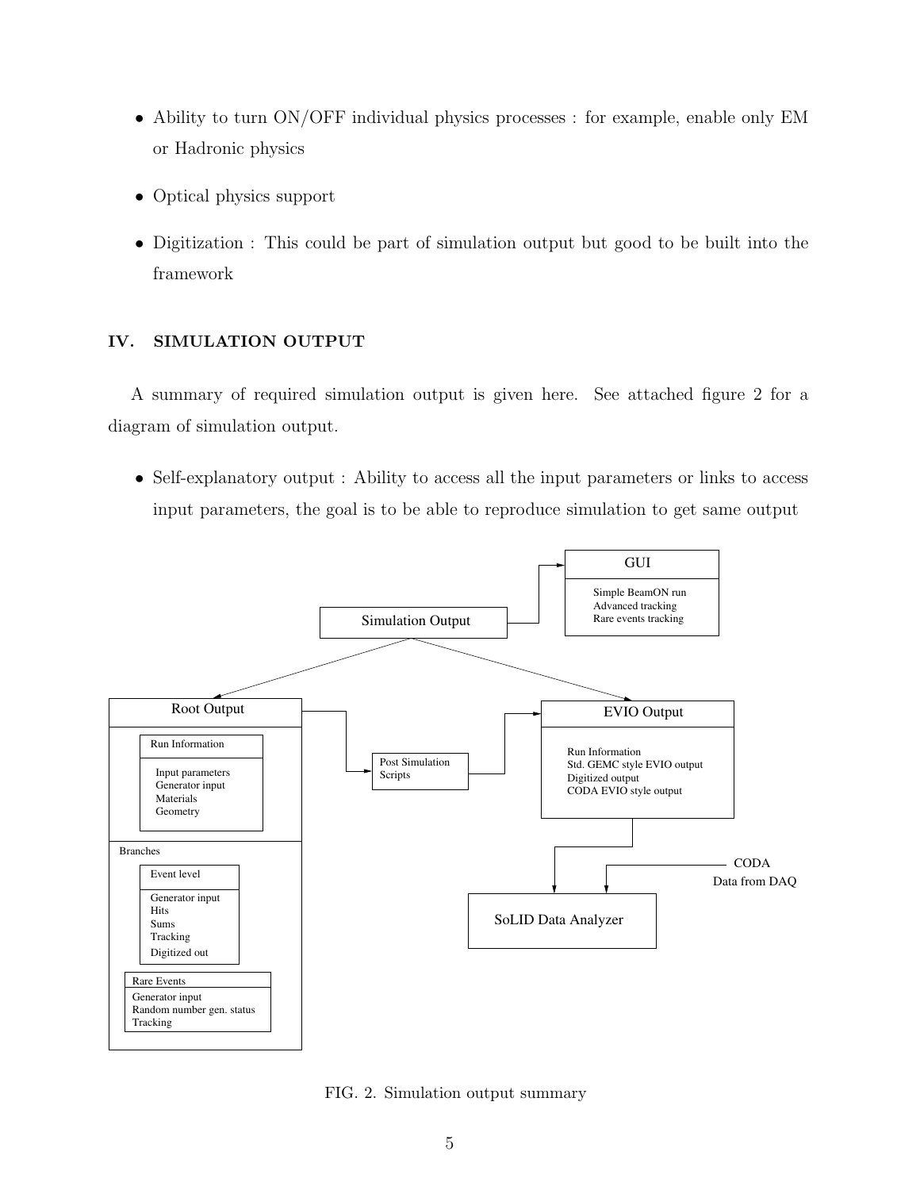- Ability to turn ON/OFF individual physics processes : for example, enable only EM or Hadronic physics
- Optical physics support
- Digitization : This could be part of simulation output but good to be built into the framework

## IV. SIMULATION OUTPUT

A summary of required simulation output is given here. See attached figure 2 for a diagram of simulation output.

- Self-explanatory output : Ability to access all the input parameters or links to access input parameters, the goal is to be able to reproduce simulation to get same output

FIG. 2. Simulation output summary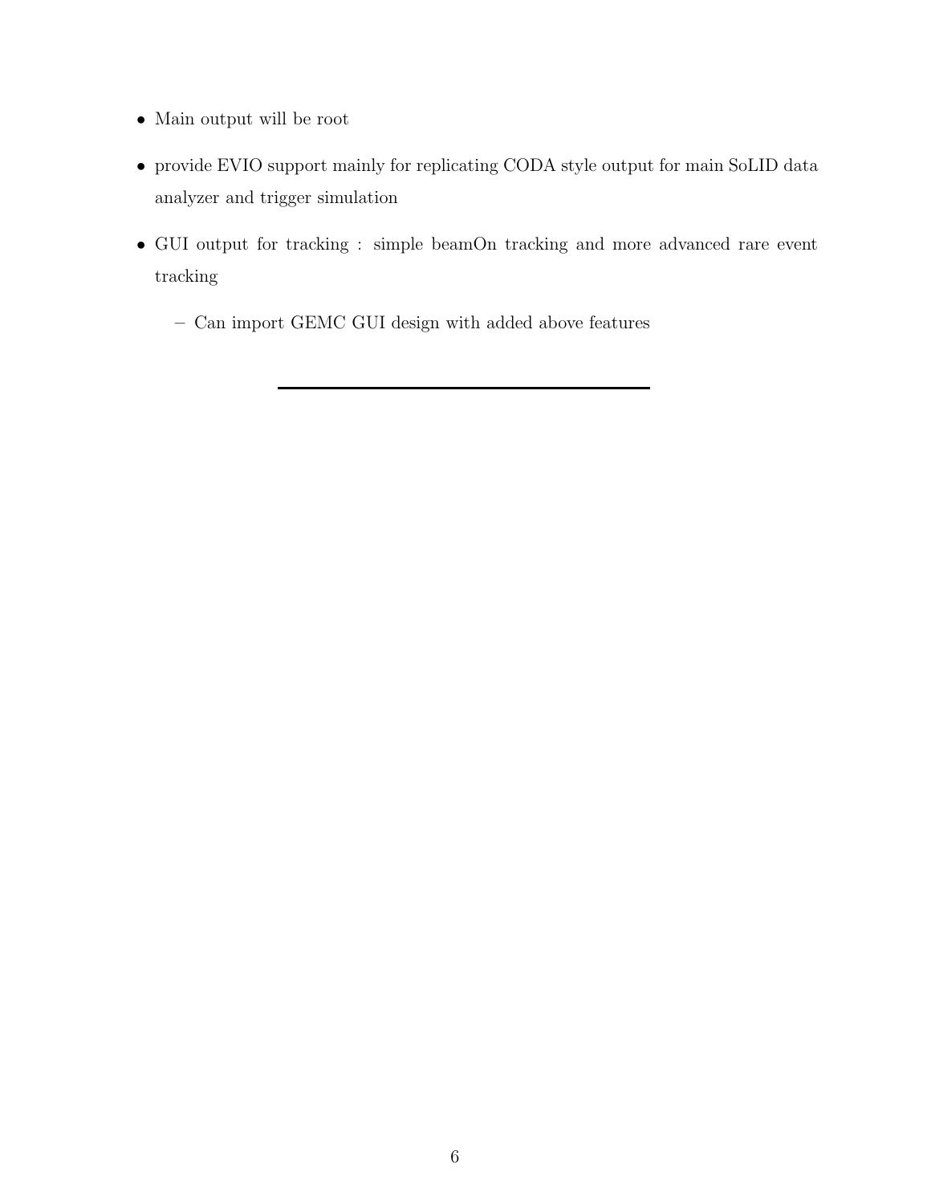- Main output will be root
- provide EVIO support mainly for replicating CODA style output for main SoLID data analyzer and trigger simulation
- GUI output for tracking : simple beamOn tracking and more advanced rare event tracking
  - Can import GEMC GUI design with added above features

---